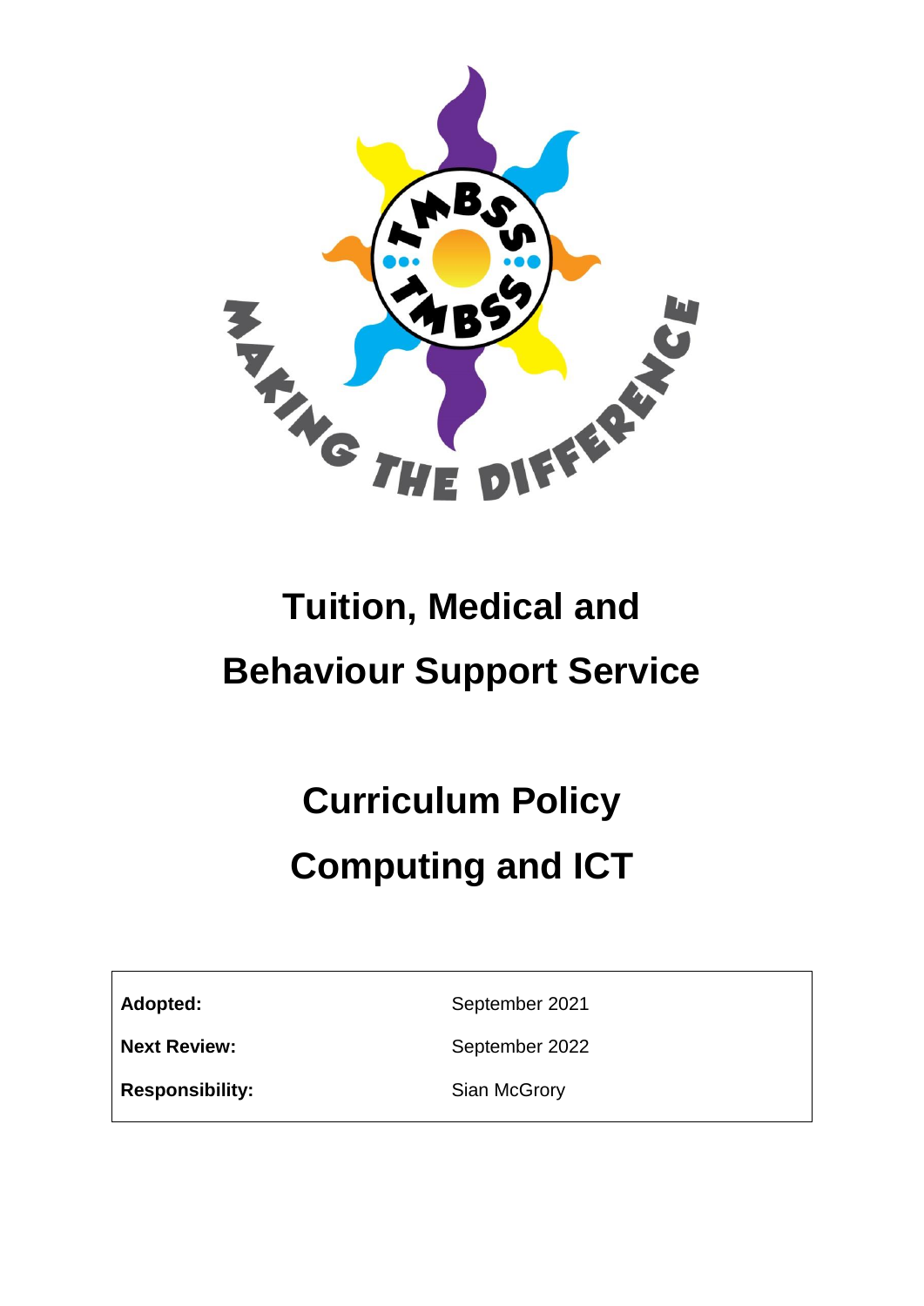# Tuition, Medical and Behaviour Support Service

# Curriculum Policy

# Computing and ICT

| | |
|---|---|
| **Adopted:** | September 2021 |
| **Next Review:** | September 2022 |
| **Responsibility:** | Sian McGrory |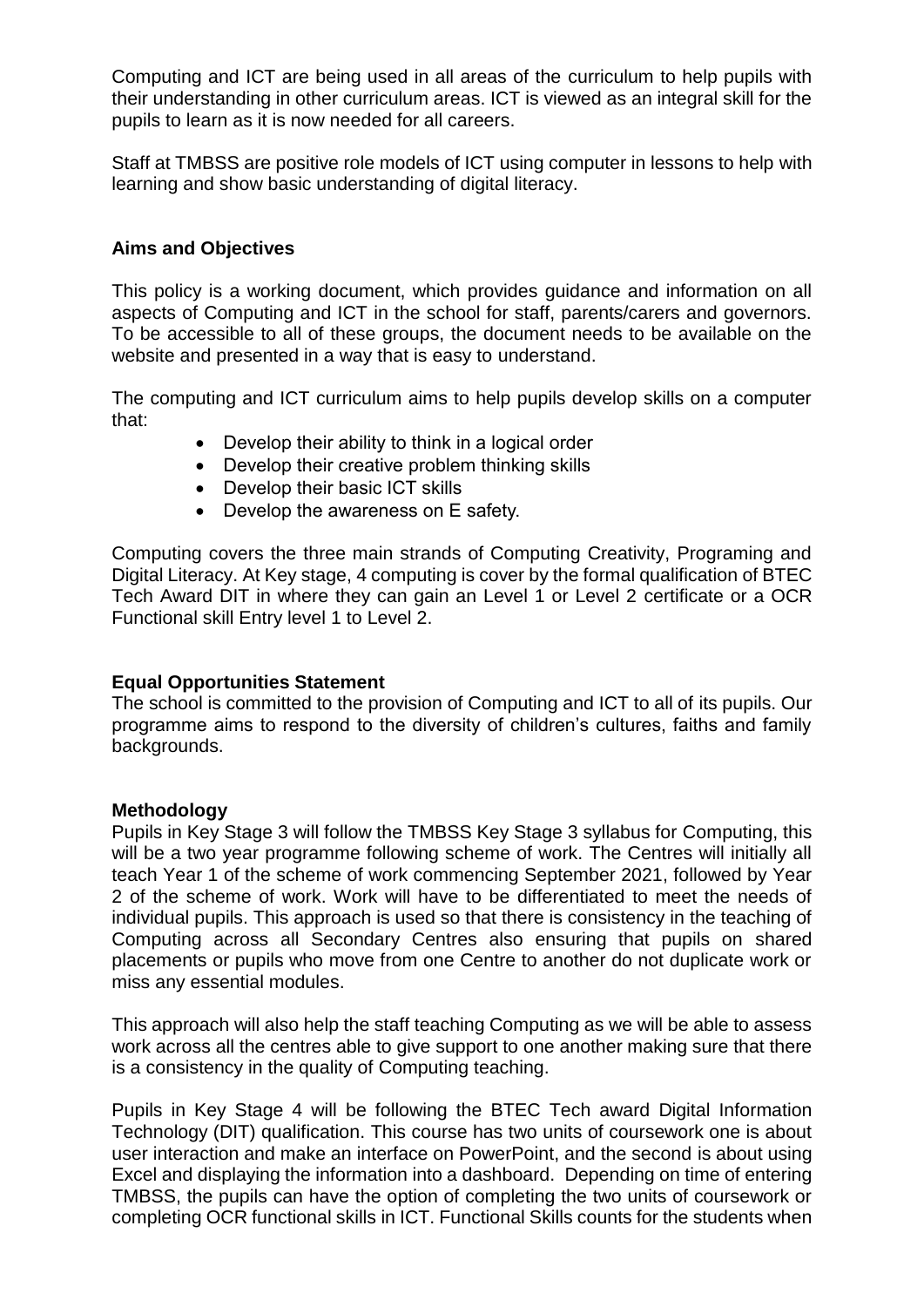Computing and ICT are being used in all areas of the curriculum to help pupils with their understanding in other curriculum areas. ICT is viewed as an integral skill for the pupils to learn as it is now needed for all careers.

Staff at TMBSS are positive role models of ICT using computer in lessons to help with learning and show basic understanding of digital literacy.

**Aims and Objectives**

This policy is a working document, which provides guidance and information on all aspects of Computing and ICT in the school for staff, parents/carers and governors. To be accessible to all of these groups, the document needs to be available on the website and presented in a way that is easy to understand.

The computing and ICT curriculum aims to help pupils develop skills on a computer that:

- Develop their ability to think in a logical order
- Develop their creative problem thinking skills
- Develop their basic ICT skills
- Develop the awareness on E safety.

Computing covers the three main strands of Computing Creativity, Programing and Digital Literacy. At Key stage, 4 computing is cover by the formal qualification of BTEC Tech Award DIT in where they can gain an Level 1 or Level 2 certificate or a OCR Functional skill Entry level 1 to Level 2.

**Equal Opportunities Statement**

The school is committed to the provision of Computing and ICT to all of its pupils. Our programme aims to respond to the diversity of children's cultures, faiths and family backgrounds.

**Methodology**

Pupils in Key Stage 3 will follow the TMBSS Key Stage 3 syllabus for Computing, this will be a two year programme following scheme of work. The Centres will initially all teach Year 1 of the scheme of work commencing September 2021, followed by Year 2 of the scheme of work. Work will have to be differentiated to meet the needs of individual pupils. This approach is used so that there is consistency in the teaching of Computing across all Secondary Centres also ensuring that pupils on shared placements or pupils who move from one Centre to another do not duplicate work or miss any essential modules.

This approach will also help the staff teaching Computing as we will be able to assess work across all the centres able to give support to one another making sure that there is a consistency in the quality of Computing teaching.

Pupils in Key Stage 4 will be following the BTEC Tech award Digital Information Technology (DIT) qualification. This course has two units of coursework one is about user interaction and make an interface on PowerPoint, and the second is about using Excel and displaying the information into a dashboard. Depending on time of entering TMBSS, the pupils can have the option of completing the two units of coursework or completing OCR functional skills in ICT. Functional Skills counts for the students when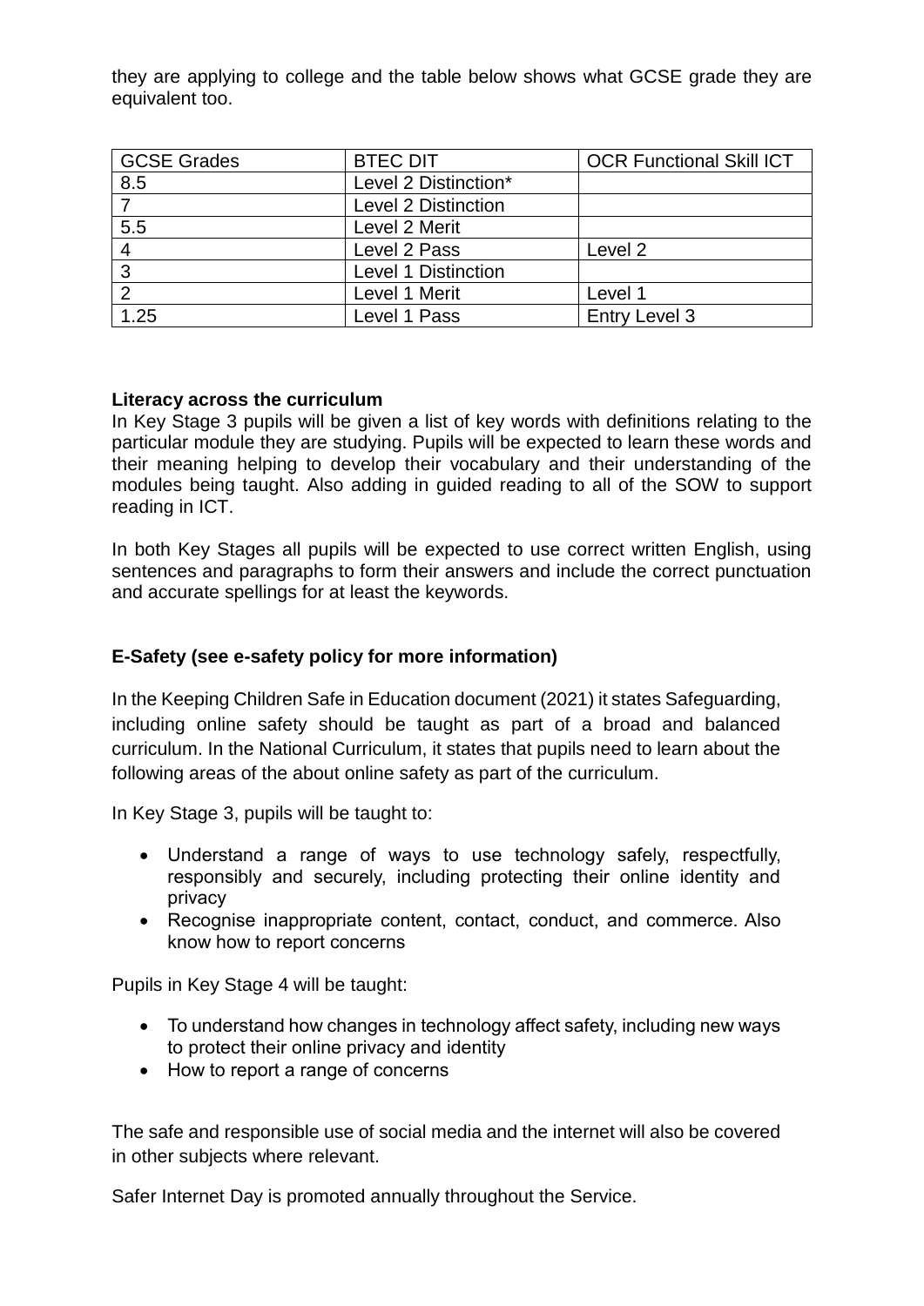they are applying to college and the table below shows what GCSE grade they are equivalent too.

| GCSE Grades | BTEC DIT | OCR Functional Skill ICT |
| --- | --- | --- |
| 8.5 | Level 2 Distinction* | |
| 7 | Level 2 Distinction | |
| 5.5 | Level 2 Merit | |
| 4 | Level 2 Pass | Level 2 |
| 3 | Level 1 Distinction | |
| 2 | Level 1 Merit | Level 1 |
| 1.25 | Level 1 Pass | Entry Level 3 |

**Literacy across the curriculum**

In Key Stage 3 pupils will be given a list of key words with definitions relating to the particular module they are studying. Pupils will be expected to learn these words and their meaning helping to develop their vocabulary and their understanding of the modules being taught. Also adding in guided reading to all of the SOW to support reading in ICT.

In both Key Stages all pupils will be expected to use correct written English, using sentences and paragraphs to form their answers and include the correct punctuation and accurate spellings for at least the keywords.

**E-Safety (see e-safety policy for more information)**

In the Keeping Children Safe in Education document (2021) it states Safeguarding, including online safety should be taught as part of a broad and balanced curriculum. In the National Curriculum, it states that pupils need to learn about the following areas of the about online safety as part of the curriculum.

In Key Stage 3, pupils will be taught to:

- Understand a range of ways to use technology safely, respectfully, responsibly and securely, including protecting their online identity and privacy
- Recognise inappropriate content, contact, conduct, and commerce. Also know how to report concerns

Pupils in Key Stage 4 will be taught:

- To understand how changes in technology affect safety, including new ways to protect their online privacy and identity
- How to report a range of concerns

The safe and responsible use of social media and the internet will also be covered in other subjects where relevant.

Safer Internet Day is promoted annually throughout the Service.